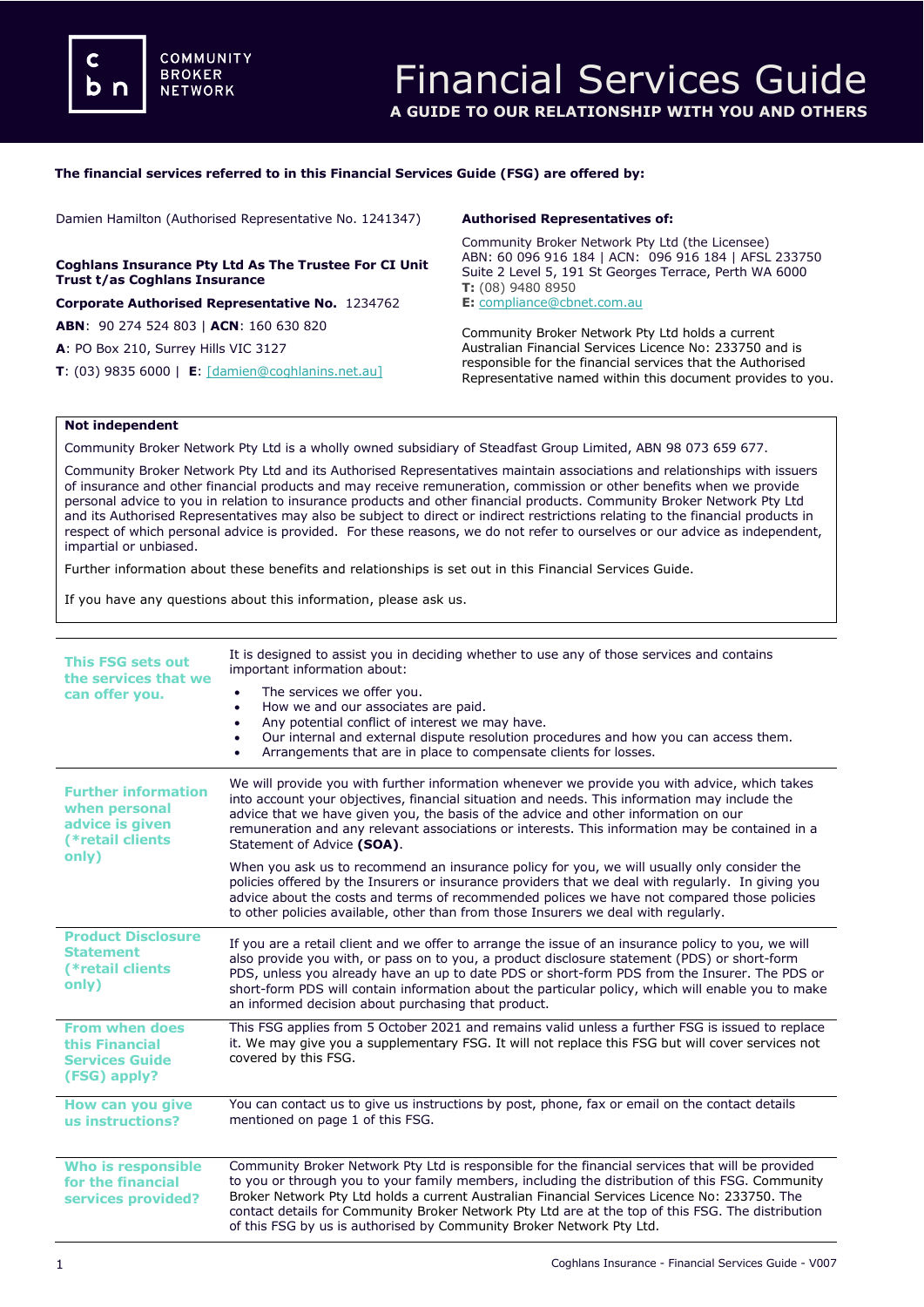# Financial Services Guide

**A GUIDE TO OUR RELATIONSHIP WITH YOU AND OTHERS**

COMMUNITY BROKER NETWORK

**The financial services referred to in this Financial Services Guide (FSG) are offered by:**

Damien Hamilton (Authorised Representative No. 1241347)

**Coghlans Insurance Pty Ltd As The Trustee For CI Unit Trust t/as Coghlans Insurance**

**Corporate Authorised Representative No.** 1234762

**ABN**: 90 274 524 803 | **ACN**: 160 630 820

**A**: PO Box 210, Surrey Hills VIC 3127

**T**: (03) 9835 6000 | **E**: [damien@coghlanins.net.au]

**Authorised Representatives of:**

Community Broker Network Pty Ltd (the Licensee)
ABN: 60 096 916 184 | ACN: 096 916 184 | AFSL 233750
Suite 2 Level 5, 191 St Georges Terrace, Perth WA 6000
**T:** (08) 9480 8950
**E:** compliance@cbnet.com.au

Community Broker Network Pty Ltd holds a current Australian Financial Services Licence No: 233750 and is responsible for the financial services that the Authorised Representative named within this document provides to you.

**Not independent**

Community Broker Network Pty Ltd is a wholly owned subsidiary of Steadfast Group Limited, ABN 98 073 659 677.

Community Broker Network Pty Ltd and its Authorised Representatives maintain associations and relationships with issuers of insurance and other financial products and may receive remuneration, commission or other benefits when we provide personal advice to you in relation to insurance products and other financial products. Community Broker Network Pty Ltd and its Authorised Representatives may also be subject to direct or indirect restrictions relating to the financial products in respect of which personal advice is provided. For these reasons, we do not refer to ourselves or our advice as independent, impartial or unbiased.

Further information about these benefits and relationships is set out in this Financial Services Guide.

If you have any questions about this information, please ask us.

## This FSG sets out the services that we can offer you.

It is designed to assist you in deciding whether to use any of those services and contains important information about:

- The services we offer you.
- How we and our associates are paid.
- Any potential conflict of interest we may have.
- Our internal and external dispute resolution procedures and how you can access them.
- Arrangements that are in place to compensate clients for losses.

## Further information when personal advice is given (*retail clients only)

We will provide you with further information whenever we provide you with advice, which takes into account your objectives, financial situation and needs. This information may include the advice that we have given you, the basis of the advice and other information on our remuneration and any relevant associations or interests. This information may be contained in a Statement of Advice **(SOA)**.

When you ask us to recommend an insurance policy for you, we will usually only consider the policies offered by the Insurers or insurance providers that we deal with regularly. In giving you advice about the costs and terms of recommended polices we have not compared those policies to other policies available, other than from those Insurers we deal with regularly.

## Product Disclosure Statement (*retail clients only)

If you are a retail client and we offer to arrange the issue of an insurance policy to you, we will also provide you with, or pass on to you, a product disclosure statement (PDS) or short-form PDS, unless you already have an up to date PDS or short-form PDS from the Insurer. The PDS or short-form PDS will contain information about the particular policy, which will enable you to make an informed decision about purchasing that product.

## From when does this Financial Services Guide (FSG) apply?

This FSG applies from 5 October 2021 and remains valid unless a further FSG is issued to replace it. We may give you a supplementary FSG. It will not replace this FSG but will cover services not covered by this FSG.

## How can you give us instructions?

You can contact us to give us instructions by post, phone, fax or email on the contact details mentioned on page 1 of this FSG.

## Who is responsible for the financial services provided?

Community Broker Network Pty Ltd is responsible for the financial services that will be provided to you or through you to your family members, including the distribution of this FSG. Community Broker Network Pty Ltd holds a current Australian Financial Services Licence No: 233750. The contact details for Community Broker Network Pty Ltd are at the top of this FSG. The distribution of this FSG by us is authorised by Community Broker Network Pty Ltd.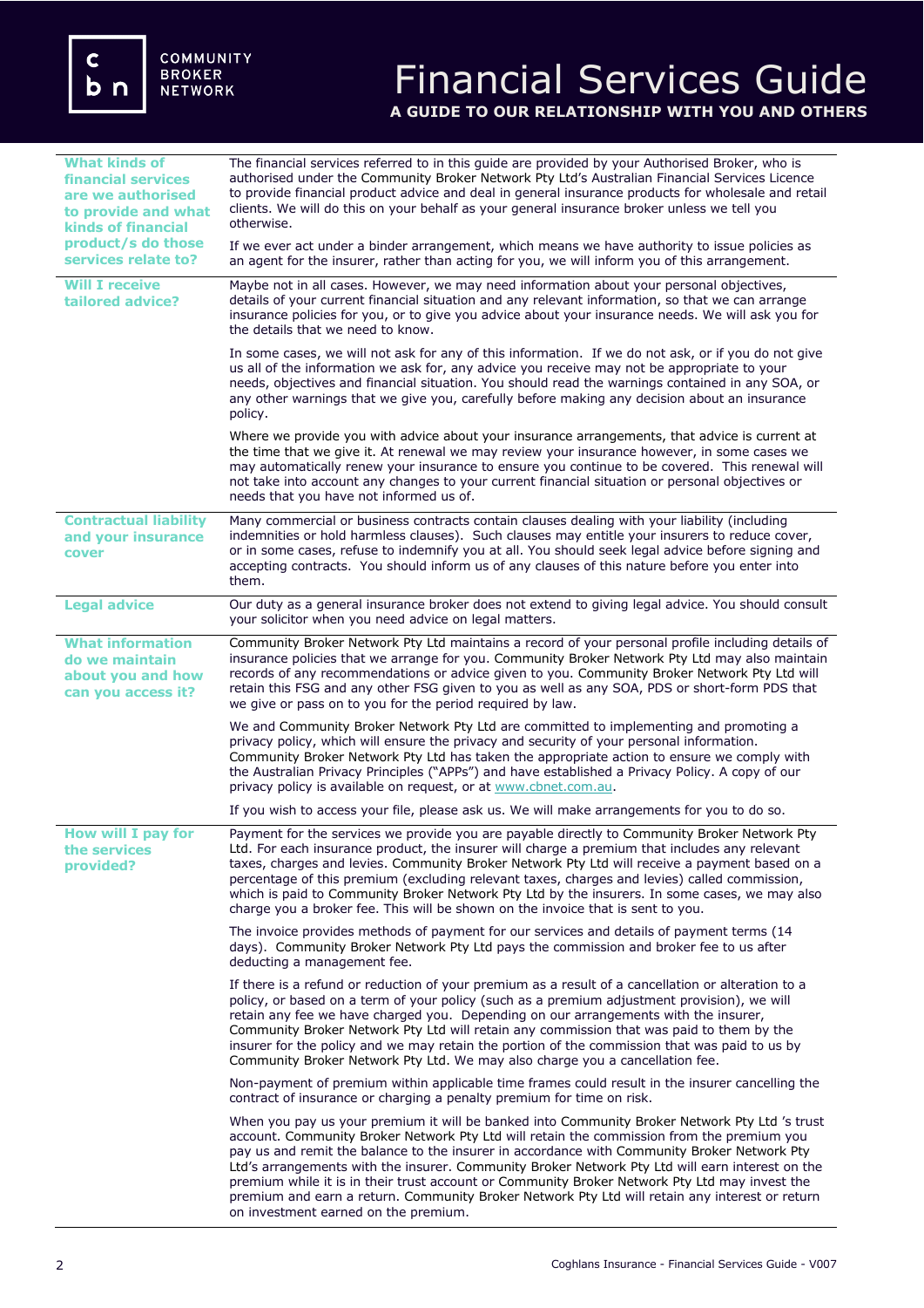# Financial Services Guide

**A GUIDE TO OUR RELATIONSHIP WITH YOU AND OTHERS**

### What kinds of financial services are we authorised to provide and what kinds of financial product/s do those services relate to?

The financial services referred to in this guide are provided by your Authorised Broker, who is authorised under the Community Broker Network Pty Ltd's Australian Financial Services Licence to provide financial product advice and deal in general insurance products for wholesale and retail clients. We will do this on your behalf as your general insurance broker unless we tell you otherwise.

If we ever act under a binder arrangement, which means we have authority to issue policies as an agent for the insurer, rather than acting for you, we will inform you of this arrangement.

### Will I receive tailored advice?

Maybe not in all cases. However, we may need information about your personal objectives, details of your current financial situation and any relevant information, so that we can arrange insurance policies for you, or to give you advice about your insurance needs. We will ask you for the details that we need to know.

In some cases, we will not ask for any of this information. If we do not ask, or if you do not give us all of the information we ask for, any advice you receive may not be appropriate to your needs, objectives and financial situation. You should read the warnings contained in any SOA, or any other warnings that we give you, carefully before making any decision about an insurance policy.

Where we provide you with advice about your insurance arrangements, that advice is current at the time that we give it. At renewal we may review your insurance however, in some cases we may automatically renew your insurance to ensure you continue to be covered. This renewal will not take into account any changes to your current financial situation or personal objectives or needs that you have not informed us of.

### Contractual liability and your insurance cover

Many commercial or business contracts contain clauses dealing with your liability (including indemnities or hold harmless clauses). Such clauses may entitle your insurers to reduce cover, or in some cases, refuse to indemnify you at all. You should seek legal advice before signing and accepting contracts. You should inform us of any clauses of this nature before you enter into them.

### Legal advice

Our duty as a general insurance broker does not extend to giving legal advice. You should consult your solicitor when you need advice on legal matters.

### What information do we maintain about you and how can you access it?

Community Broker Network Pty Ltd maintains a record of your personal profile including details of insurance policies that we arrange for you. Community Broker Network Pty Ltd may also maintain records of any recommendations or advice given to you. Community Broker Network Pty Ltd will retain this FSG and any other FSG given to you as well as any SOA, PDS or short-form PDS that we give or pass on to you for the period required by law.

We and Community Broker Network Pty Ltd are committed to implementing and promoting a privacy policy, which will ensure the privacy and security of your personal information. Community Broker Network Pty Ltd has taken the appropriate action to ensure we comply with the Australian Privacy Principles ("APPs") and have established a Privacy Policy. A copy of our privacy policy is available on request, or at www.cbnet.com.au.

If you wish to access your file, please ask us. We will make arrangements for you to do so.

### How will I pay for the services provided?

Payment for the services we provide you are payable directly to Community Broker Network Pty Ltd. For each insurance product, the insurer will charge a premium that includes any relevant taxes, charges and levies. Community Broker Network Pty Ltd will receive a payment based on a percentage of this premium (excluding relevant taxes, charges and levies) called commission, which is paid to Community Broker Network Pty Ltd by the insurers. In some cases, we may also charge you a broker fee. This will be shown on the invoice that is sent to you.

The invoice provides methods of payment for our services and details of payment terms (14 days). Community Broker Network Pty Ltd pays the commission and broker fee to us after deducting a management fee.

If there is a refund or reduction of your premium as a result of a cancellation or alteration to a policy, or based on a term of your policy (such as a premium adjustment provision), we will retain any fee we have charged you. Depending on our arrangements with the insurer, Community Broker Network Pty Ltd will retain any commission that was paid to them by the insurer for the policy and we may retain the portion of the commission that was paid to us by Community Broker Network Pty Ltd. We may also charge you a cancellation fee.

Non-payment of premium within applicable time frames could result in the insurer cancelling the contract of insurance or charging a penalty premium for time on risk.

When you pay us your premium it will be banked into Community Broker Network Pty Ltd 's trust account. Community Broker Network Pty Ltd will retain the commission from the premium you pay us and remit the balance to the insurer in accordance with Community Broker Network Pty Ltd's arrangements with the insurer. Community Broker Network Pty Ltd will earn interest on the premium while it is in their trust account or Community Broker Network Pty Ltd may invest the premium and earn a return. Community Broker Network Pty Ltd will retain any interest or return on investment earned on the premium.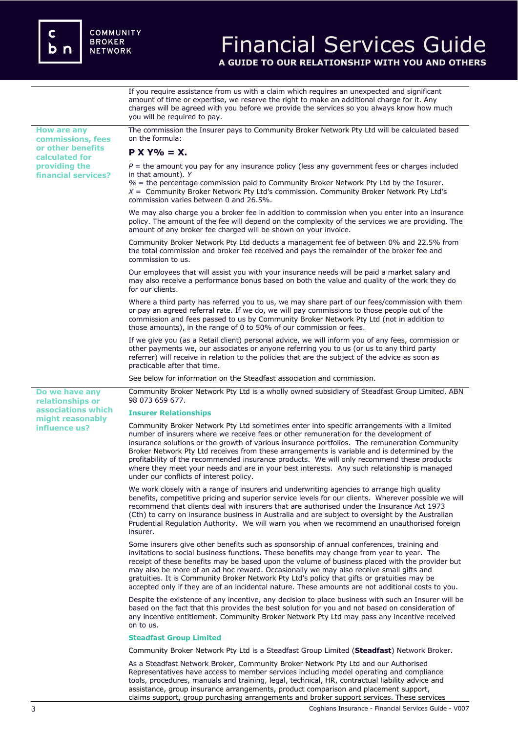If you require assistance from us with a claim which requires an unexpected and significant amount of time or expertise, we reserve the right to make an additional charge for it. Any charges will be agreed with you before we provide the services so you always know how much you will be required to pay.

## How are any commissions, fees or other benefits calculated for providing the financial services?

The commission the Insurer pays to Community Broker Network Pty Ltd will be calculated based on the formula:

**P X Y% = X.**

*P* = the amount you pay for any insurance policy (less any government fees or charges included in that amount). *Y*
% = the percentage commission paid to Community Broker Network Pty Ltd by the Insurer.
*X* = Community Broker Network Pty Ltd's commission. Community Broker Network Pty Ltd's commission varies between 0 and 26.5%.

We may also charge you a broker fee in addition to commission when you enter into an insurance policy. The amount of the fee will depend on the complexity of the services we are providing. The amount of any broker fee charged will be shown on your invoice.

Community Broker Network Pty Ltd deducts a management fee of between 0% and 22.5% from the total commission and broker fee received and pays the remainder of the broker fee and commission to us.

Our employees that will assist you with your insurance needs will be paid a market salary and may also receive a performance bonus based on both the value and quality of the work they do for our clients.

Where a third party has referred you to us, we may share part of our fees/commission with them or pay an agreed referral rate. If we do, we will pay commissions to those people out of the commission and fees passed to us by Community Broker Network Pty Ltd (not in addition to those amounts), in the range of 0 to 50% of our commission or fees.

If we give you (as a Retail client) personal advice, we will inform you of any fees, commission or other payments we, our associates or anyone referring you to us (or us to any third party referrer) will receive in relation to the policies that are the subject of the advice as soon as practicable after that time.

See below for information on the Steadfast association and commission.

## Do we have any relationships or associations which might reasonably influence us?

Community Broker Network Pty Ltd is a wholly owned subsidiary of Steadfast Group Limited, ABN 98 073 659 677.

### Insurer Relationships

Community Broker Network Pty Ltd sometimes enter into specific arrangements with a limited number of insurers where we receive fees or other remuneration for the development of insurance solutions or the growth of various insurance portfolios. The remuneration Community Broker Network Pty Ltd receives from these arrangements is variable and is determined by the profitability of the recommended insurance products. We will only recommend these products where they meet your needs and are in your best interests. Any such relationship is managed under our conflicts of interest policy.

We work closely with a range of insurers and underwriting agencies to arrange high quality benefits, competitive pricing and superior service levels for our clients. Wherever possible we will recommend that clients deal with insurers that are authorised under the Insurance Act 1973 (Cth) to carry on insurance business in Australia and are subject to oversight by the Australian Prudential Regulation Authority. We will warn you when we recommend an unauthorised foreign insurer.

Some insurers give other benefits such as sponsorship of annual conferences, training and invitations to social business functions. These benefits may change from year to year. The receipt of these benefits may be based upon the volume of business placed with the provider but may also be more of an ad hoc reward. Occasionally we may also receive small gifts and gratuities. It is Community Broker Network Pty Ltd's policy that gifts or gratuities may be accepted only if they are of an incidental nature. These amounts are not additional costs to you.

Despite the existence of any incentive, any decision to place business with such an Insurer will be based on the fact that this provides the best solution for you and not based on consideration of any incentive entitlement. Community Broker Network Pty Ltd may pass any incentive received on to us.

### Steadfast Group Limited

Community Broker Network Pty Ltd is a Steadfast Group Limited (**Steadfast**) Network Broker.

As a Steadfast Network Broker, Community Broker Network Pty Ltd and our Authorised Representatives have access to member services including model operating and compliance tools, procedures, manuals and training, legal, technical, HR, contractual liability advice and assistance, group insurance arrangements, product comparison and placement support, claims support, group purchasing arrangements and broker support services. These services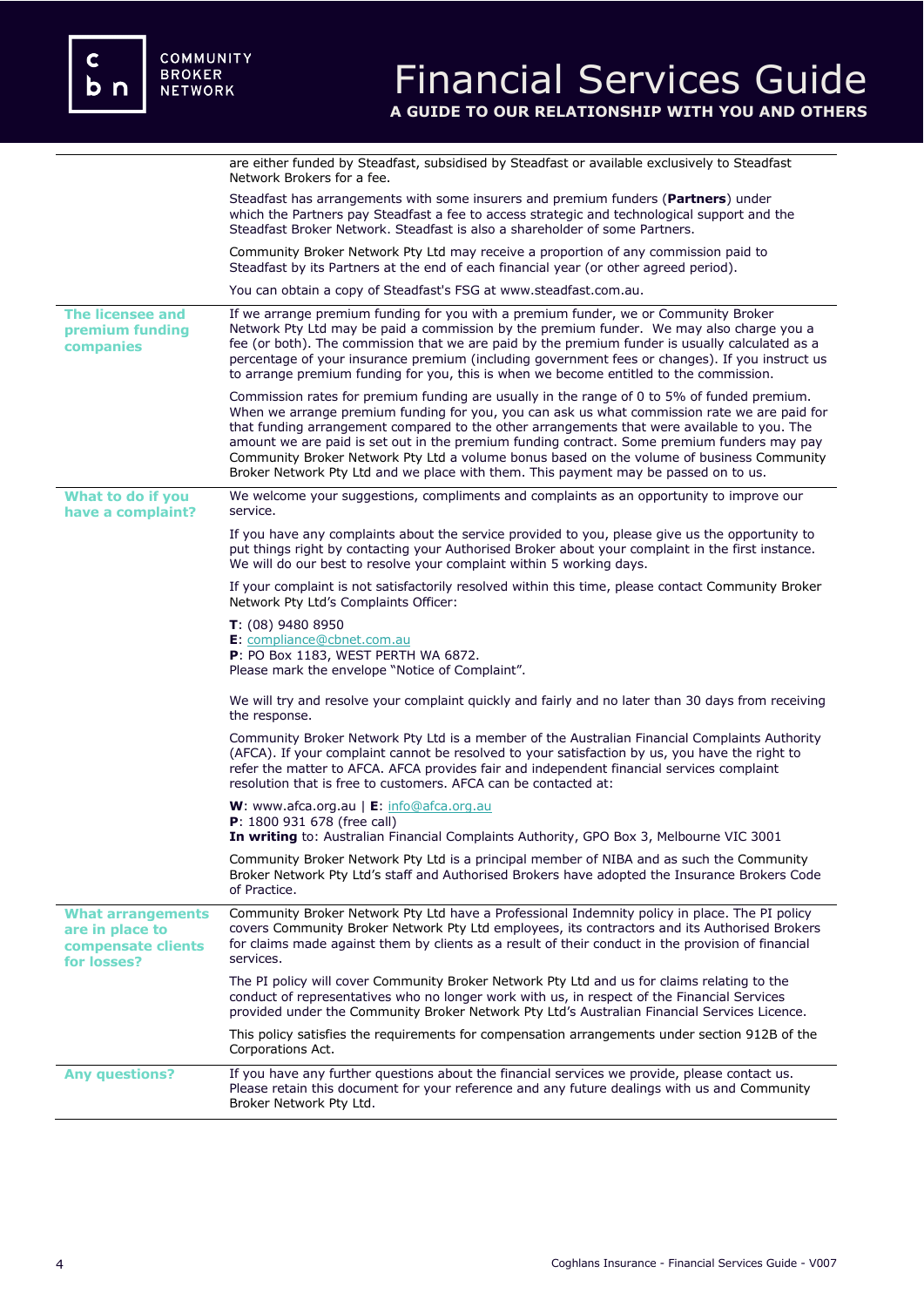are either funded by Steadfast, subsidised by Steadfast or available exclusively to Steadfast Network Brokers for a fee.

Steadfast has arrangements with some insurers and premium funders (**Partners**) under which the Partners pay Steadfast a fee to access strategic and technological support and the Steadfast Broker Network. Steadfast is also a shareholder of some Partners.

Community Broker Network Pty Ltd may receive a proportion of any commission paid to Steadfast by its Partners at the end of each financial year (or other agreed period).

You can obtain a copy of Steadfast's FSG at www.steadfast.com.au.

### The licensee and premium funding companies

If we arrange premium funding for you with a premium funder, we or Community Broker Network Pty Ltd may be paid a commission by the premium funder. We may also charge you a fee (or both). The commission that we are paid by the premium funder is usually calculated as a percentage of your insurance premium (including government fees or changes). If you instruct us to arrange premium funding for you, this is when we become entitled to the commission.

Commission rates for premium funding are usually in the range of 0 to 5% of funded premium. When we arrange premium funding for you, you can ask us what commission rate we are paid for that funding arrangement compared to the other arrangements that were available to you. The amount we are paid is set out in the premium funding contract. Some premium funders may pay Community Broker Network Pty Ltd a volume bonus based on the volume of business Community Broker Network Pty Ltd and we place with them. This payment may be passed on to us.

### What to do if you have a complaint?

We welcome your suggestions, compliments and complaints as an opportunity to improve our service.

If you have any complaints about the service provided to you, please give us the opportunity to put things right by contacting your Authorised Broker about your complaint in the first instance. We will do our best to resolve your complaint within 5 working days.

If your complaint is not satisfactorily resolved within this time, please contact Community Broker Network Pty Ltd's Complaints Officer:

**T**: (08) 9480 8950
**E**: compliance@cbnet.com.au
**P**: PO Box 1183, WEST PERTH WA 6872.
Please mark the envelope "Notice of Complaint".

We will try and resolve your complaint quickly and fairly and no later than 30 days from receiving the response.

Community Broker Network Pty Ltd is a member of the Australian Financial Complaints Authority (AFCA). If your complaint cannot be resolved to your satisfaction by us, you have the right to refer the matter to AFCA. AFCA provides fair and independent financial services complaint resolution that is free to customers. AFCA can be contacted at:

**W**: www.afca.org.au | **E**: info@afca.org.au
**P**: 1800 931 678 (free call)
**In writing** to: Australian Financial Complaints Authority, GPO Box 3, Melbourne VIC 3001

Community Broker Network Pty Ltd is a principal member of NIBA and as such the Community Broker Network Pty Ltd's staff and Authorised Brokers have adopted the Insurance Brokers Code of Practice.

### What arrangements are in place to compensate clients for losses?

Community Broker Network Pty Ltd have a Professional Indemnity policy in place. The PI policy covers Community Broker Network Pty Ltd employees, its contractors and its Authorised Brokers for claims made against them by clients as a result of their conduct in the provision of financial services.

The PI policy will cover Community Broker Network Pty Ltd and us for claims relating to the conduct of representatives who no longer work with us, in respect of the Financial Services provided under the Community Broker Network Pty Ltd's Australian Financial Services Licence.

This policy satisfies the requirements for compensation arrangements under section 912B of the Corporations Act.

### Any questions?

If you have any further questions about the financial services we provide, please contact us. Please retain this document for your reference and any future dealings with us and Community Broker Network Pty Ltd.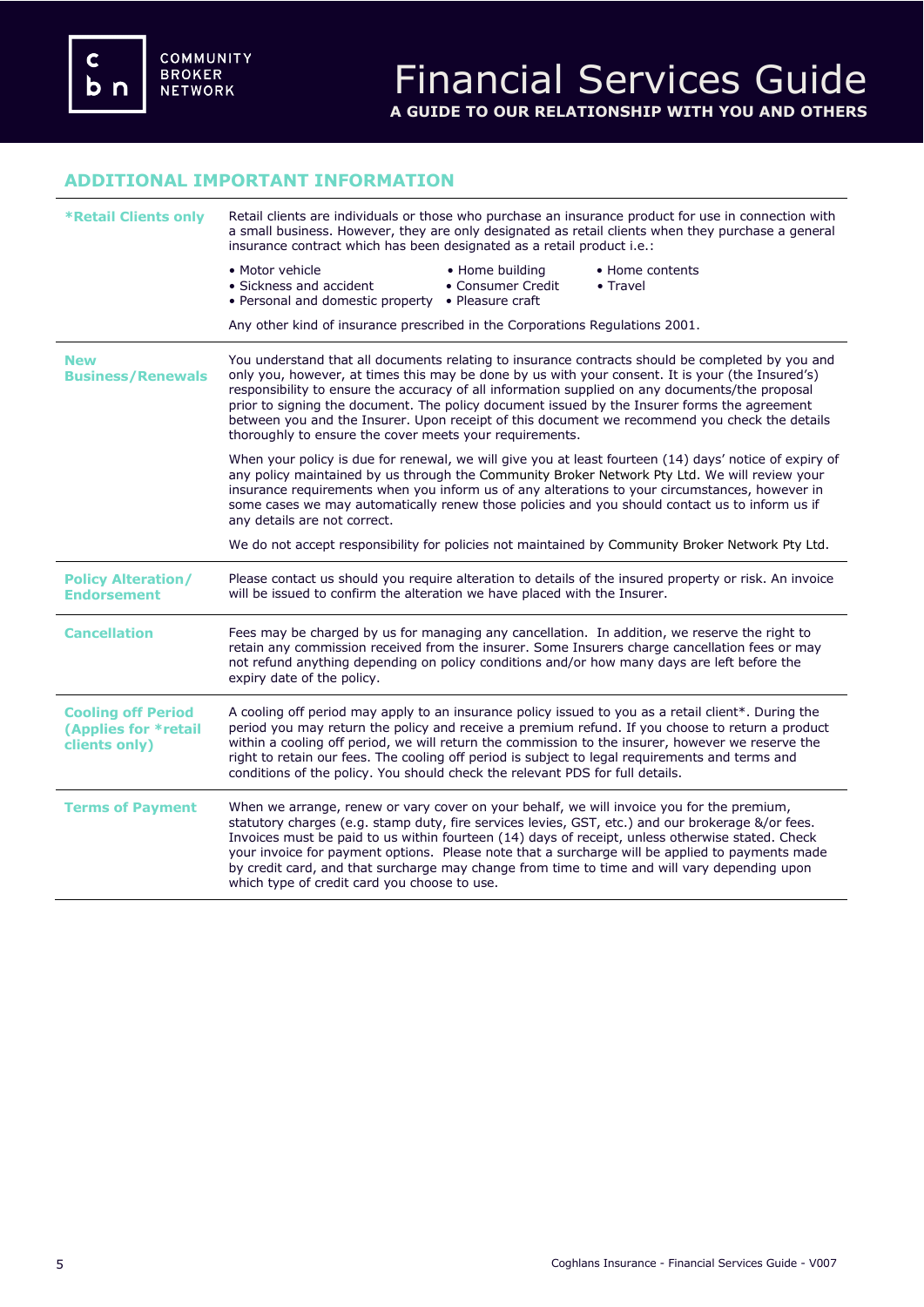COMMUNITY BROKER NETWORK

# Financial Services Guide

**A GUIDE TO OUR RELATIONSHIP WITH YOU AND OTHERS**

## ADDITIONAL IMPORTANT INFORMATION

### *Retail Clients only

Retail clients are individuals or those who purchase an insurance product for use in connection with a small business. However, they are only designated as retail clients when they purchase a general insurance contract which has been designated as a retail product i.e.:

- Motor vehicle
- Sickness and accident
- Personal and domestic property
- Home building
- Consumer Credit
- Pleasure craft
- Home contents
- Travel

Any other kind of insurance prescribed in the Corporations Regulations 2001.

### New Business/Renewals

You understand that all documents relating to insurance contracts should be completed by you and only you, however, at times this may be done by us with your consent. It is your (the Insured's) responsibility to ensure the accuracy of all information supplied on any documents/the proposal prior to signing the document. The policy document issued by the Insurer forms the agreement between you and the Insurer. Upon receipt of this document we recommend you check the details thoroughly to ensure the cover meets your requirements.

When your policy is due for renewal, we will give you at least fourteen (14) days' notice of expiry of any policy maintained by us through the Community Broker Network Pty Ltd. We will review your insurance requirements when you inform us of any alterations to your circumstances, however in some cases we may automatically renew those policies and you should contact us to inform us if any details are not correct.

We do not accept responsibility for policies not maintained by Community Broker Network Pty Ltd.

### Policy Alteration/ Endorsement

Please contact us should you require alteration to details of the insured property or risk. An invoice will be issued to confirm the alteration we have placed with the Insurer.

### Cancellation

Fees may be charged by us for managing any cancellation. In addition, we reserve the right to retain any commission received from the insurer. Some Insurers charge cancellation fees or may not refund anything depending on policy conditions and/or how many days are left before the expiry date of the policy.

### Cooling off Period (Applies for *retail clients only)

A cooling off period may apply to an insurance policy issued to you as a retail client*. During the period you may return the policy and receive a premium refund. If you choose to return a product within a cooling off period, we will return the commission to the insurer, however we reserve the right to retain our fees. The cooling off period is subject to legal requirements and terms and conditions of the policy. You should check the relevant PDS for full details.

### Terms of Payment

When we arrange, renew or vary cover on your behalf, we will invoice you for the premium, statutory charges (e.g. stamp duty, fire services levies, GST, etc.) and our brokerage &/or fees. Invoices must be paid to us within fourteen (14) days of receipt, unless otherwise stated. Check your invoice for payment options. Please note that a surcharge will be applied to payments made by credit card, and that surcharge may change from time to time and will vary depending upon which type of credit card you choose to use.